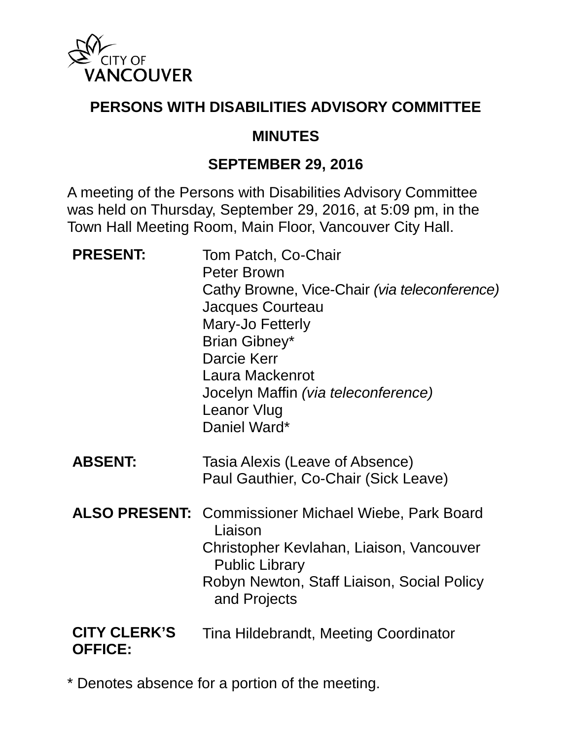CITY OF VANCOUVER

# PERSONS WITH DISABILITIES ADVISORY COMMITTEE

## MINUTES

## SEPTEMBER 29, 2016

A meeting of the Persons with Disabilities Advisory Committee was held on Thursday, September 29, 2016, at 5:09 pm, in the Town Hall Meeting Room, Main Floor, Vancouver City Hall.

| | |
|---|---|
| **PRESENT:** | Tom Patch, Co-Chair<br>Peter Brown<br>Cathy Browne, Vice-Chair *(via teleconference)*<br>Jacques Courteau<br>Mary-Jo Fetterly<br>Brian Gibney*<br>Darcie Kerr<br>Laura Mackenrot<br>Jocelyn Maffin *(via teleconference)*<br>Leanor Vlug<br>Daniel Ward* |
| **ABSENT:** | Tasia Alexis (Leave of Absence)<br>Paul Gauthier, Co-Chair (Sick Leave) |
| **ALSO PRESENT:** | Commissioner Michael Wiebe, Park Board Liaison<br>Christopher Kevlahan, Liaison, Vancouver Public Library<br>Robyn Newton, Staff Liaison, Social Policy and Projects |
| **CITY CLERK'S OFFICE:** | Tina Hildebrandt, Meeting Coordinator |

* Denotes absence for a portion of the meeting.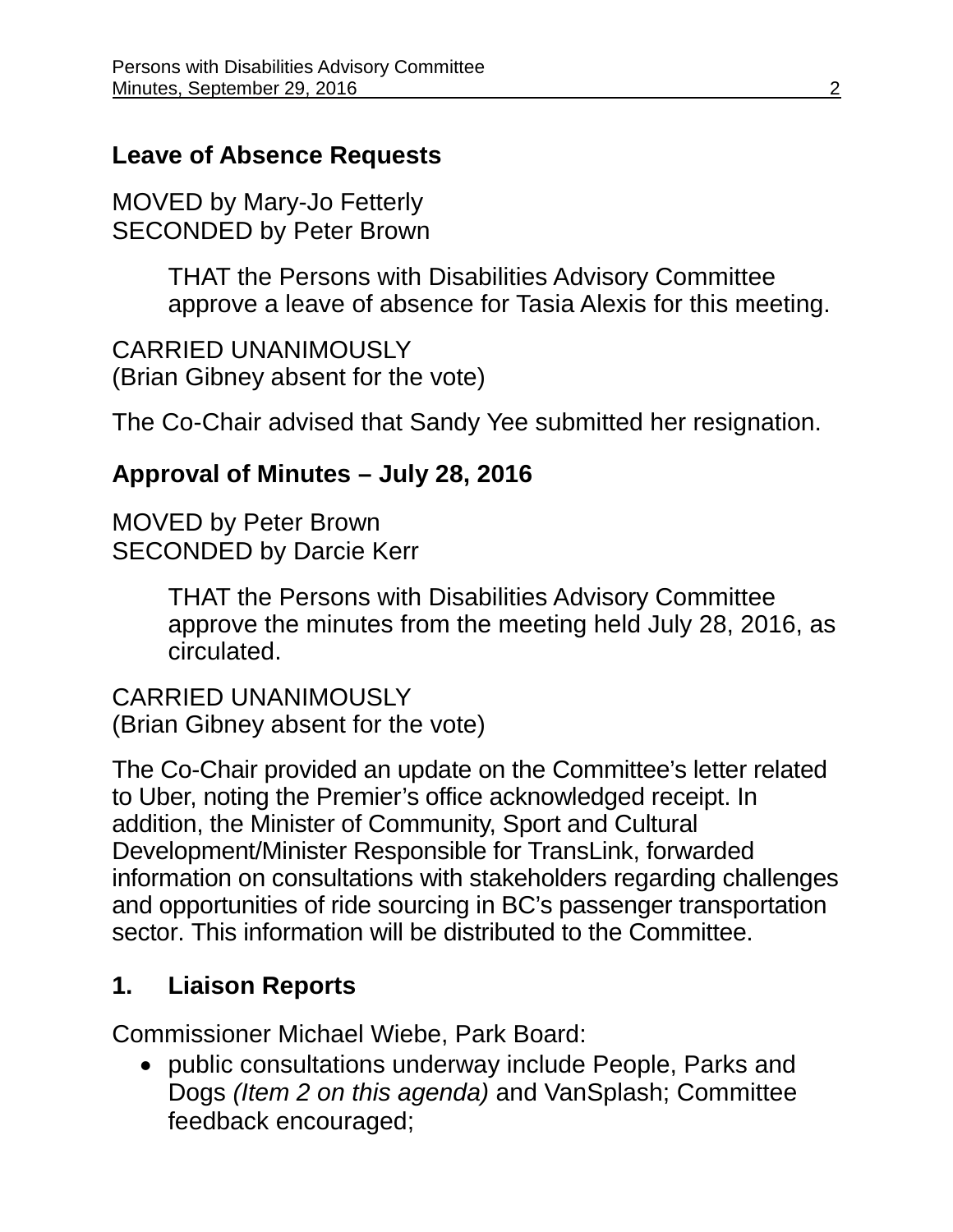## Leave of Absence Requests

MOVED by Mary-Jo Fetterly
SECONDED by Peter Brown

> THAT the Persons with Disabilities Advisory Committee approve a leave of absence for Tasia Alexis for this meeting.

CARRIED UNANIMOUSLY
(Brian Gibney absent for the vote)

The Co-Chair advised that Sandy Yee submitted her resignation.

## Approval of Minutes – July 28, 2016

MOVED by Peter Brown
SECONDED by Darcie Kerr

> THAT the Persons with Disabilities Advisory Committee approve the minutes from the meeting held July 28, 2016, as circulated.

CARRIED UNANIMOUSLY
(Brian Gibney absent for the vote)

The Co-Chair provided an update on the Committee's letter related to Uber, noting the Premier's office acknowledged receipt. In addition, the Minister of Community, Sport and Cultural Development/Minister Responsible for TransLink, forwarded information on consultations with stakeholders regarding challenges and opportunities of ride sourcing in BC's passenger transportation sector. This information will be distributed to the Committee.

## 1. Liaison Reports

Commissioner Michael Wiebe, Park Board:

- public consultations underway include People, Parks and Dogs *(Item 2 on this agenda)* and VanSplash; Committee feedback encouraged;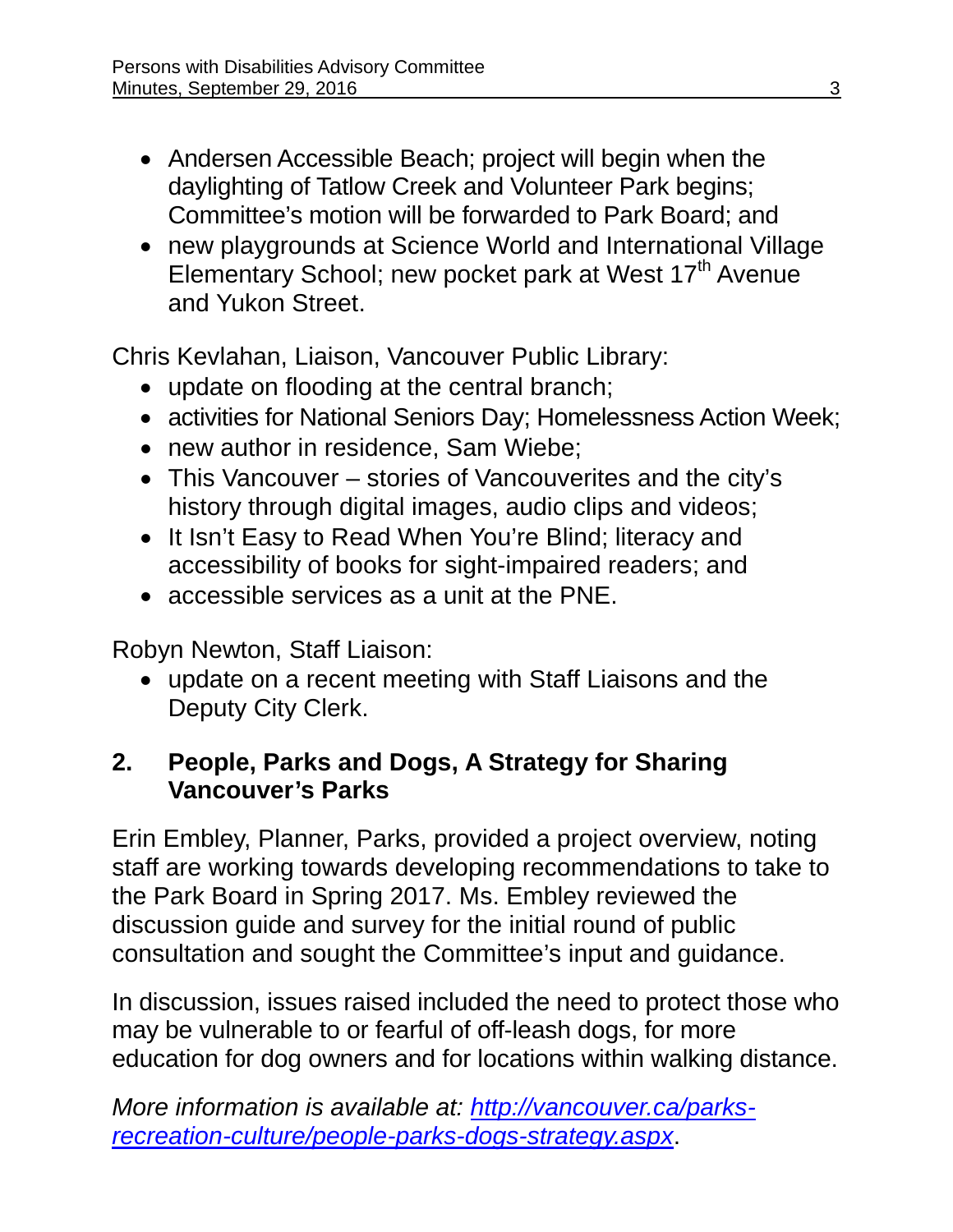- Andersen Accessible Beach; project will begin when the daylighting of Tatlow Creek and Volunteer Park begins; Committee's motion will be forwarded to Park Board; and
- new playgrounds at Science World and International Village Elementary School; new pocket park at West 17th Avenue and Yukon Street.

Chris Kevlahan, Liaison, Vancouver Public Library:

- update on flooding at the central branch;
- activities for National Seniors Day; Homelessness Action Week;
- new author in residence, Sam Wiebe;
- This Vancouver – stories of Vancouverites and the city's history through digital images, audio clips and videos;
- It Isn't Easy to Read When You're Blind; literacy and accessibility of books for sight-impaired readers; and
- accessible services as a unit at the PNE.

Robyn Newton, Staff Liaison:

- update on a recent meeting with Staff Liaisons and the Deputy City Clerk.

## 2. People, Parks and Dogs, A Strategy for Sharing Vancouver's Parks

Erin Embley, Planner, Parks, provided a project overview, noting staff are working towards developing recommendations to take to the Park Board in Spring 2017. Ms. Embley reviewed the discussion guide and survey for the initial round of public consultation and sought the Committee's input and guidance.

In discussion, issues raised included the need to protect those who may be vulnerable to or fearful of off-leash dogs, for more education for dog owners and for locations within walking distance.

*More information is available at: [http://vancouver.ca/parks-recreation-culture/people-parks-dogs-strategy.aspx](http://vancouver.ca/parks-recreation-culture/people-parks-dogs-strategy.aspx)*.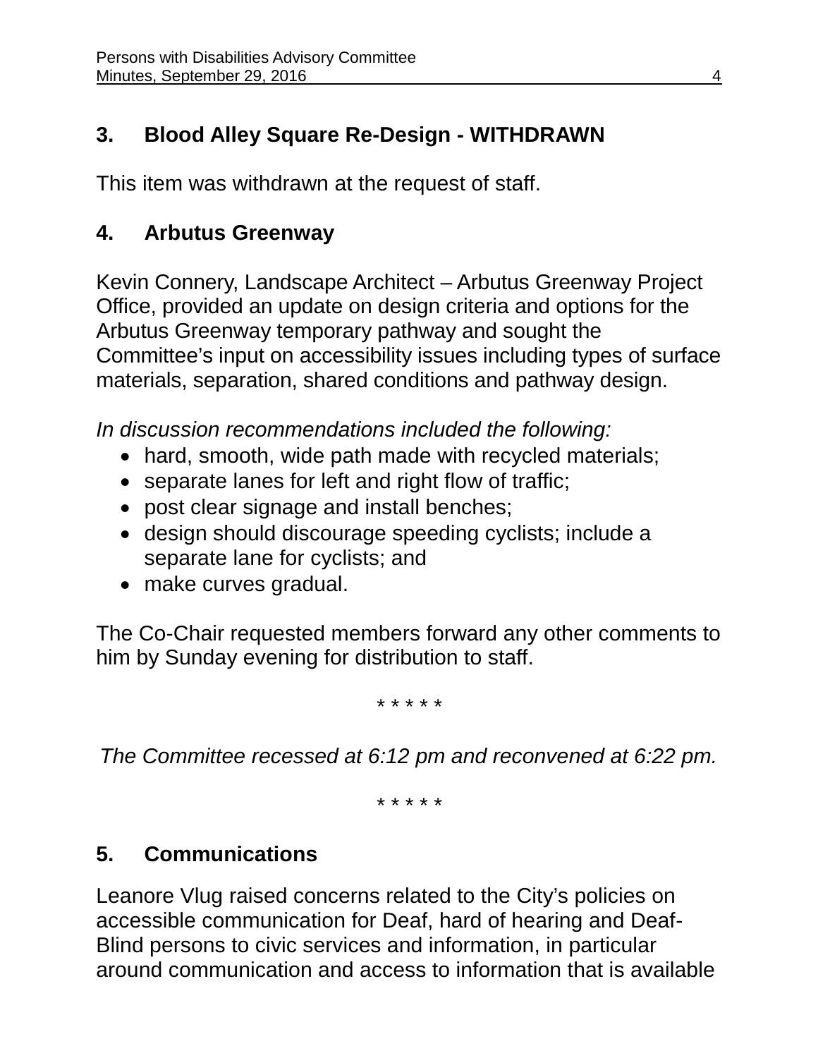## 3. Blood Alley Square Re-Design - WITHDRAWN

This item was withdrawn at the request of staff.

## 4. Arbutus Greenway

Kevin Connery, Landscape Architect – Arbutus Greenway Project Office, provided an update on design criteria and options for the Arbutus Greenway temporary pathway and sought the Committee's input on accessibility issues including types of surface materials, separation, shared conditions and pathway design.

*In discussion recommendations included the following:*

- hard, smooth, wide path made with recycled materials;
- separate lanes for left and right flow of traffic;
- post clear signage and install benches;
- design should discourage speeding cyclists; include a separate lane for cyclists; and
- make curves gradual.

The Co-Chair requested members forward any other comments to him by Sunday evening for distribution to staff.

\* \* \* \* \*

*The Committee recessed at 6:12 pm and reconvened at 6:22 pm.*

\* \* \* \* \*

## 5. Communications

Leanore Vlug raised concerns related to the City's policies on accessible communication for Deaf, hard of hearing and Deaf-Blind persons to civic services and information, in particular around communication and access to information that is available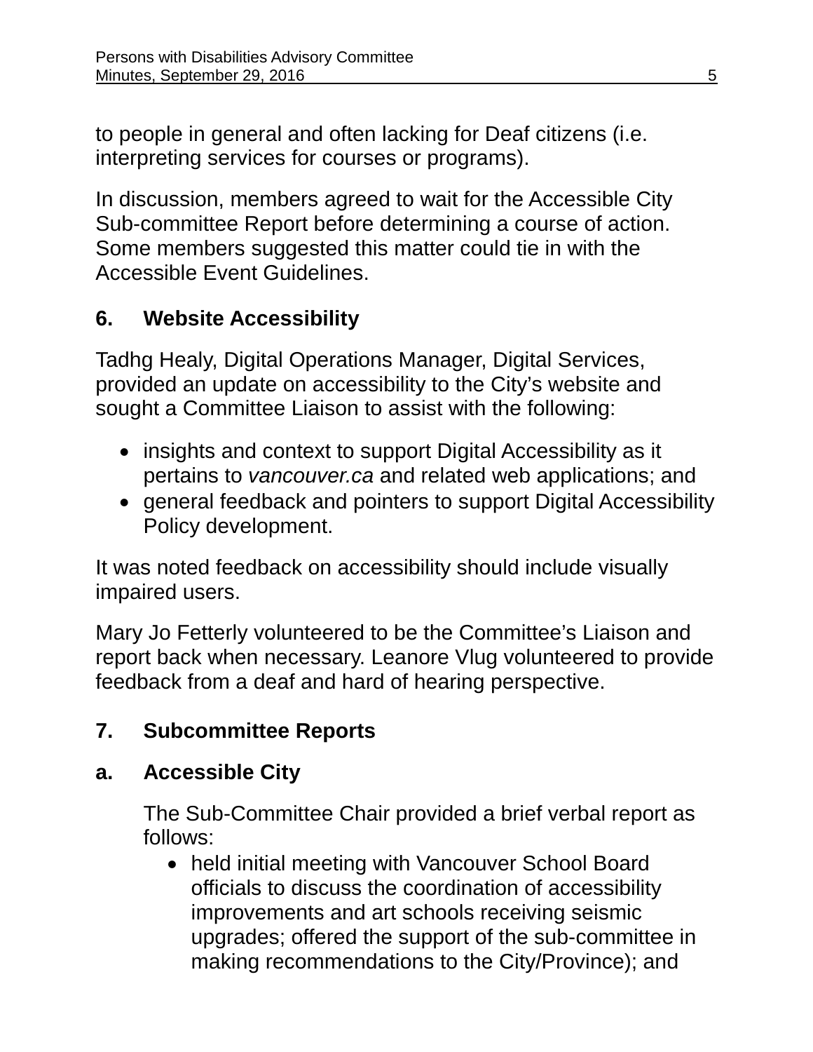to people in general and often lacking for Deaf citizens (i.e. interpreting services for courses or programs).

In discussion, members agreed to wait for the Accessible City Sub-committee Report before determining a course of action. Some members suggested this matter could tie in with the Accessible Event Guidelines.

## 6. Website Accessibility

Tadhg Healy, Digital Operations Manager, Digital Services, provided an update on accessibility to the City's website and sought a Committee Liaison to assist with the following:

- insights and context to support Digital Accessibility as it pertains to *vancouver.ca* and related web applications; and
- general feedback and pointers to support Digital Accessibility Policy development.

It was noted feedback on accessibility should include visually impaired users.

Mary Jo Fetterly volunteered to be the Committee's Liaison and report back when necessary. Leanore Vlug volunteered to provide feedback from a deaf and hard of hearing perspective.

## 7. Subcommittee Reports

### a. Accessible City

The Sub-Committee Chair provided a brief verbal report as follows:

- held initial meeting with Vancouver School Board officials to discuss the coordination of accessibility improvements and art schools receiving seismic upgrades; offered the support of the sub-committee in making recommendations to the City/Province); and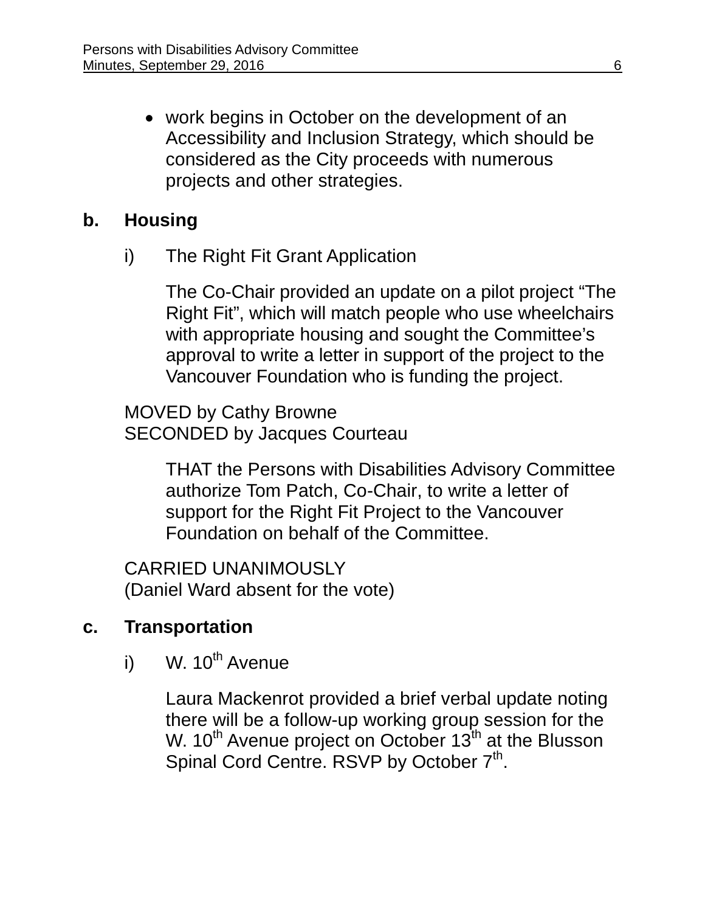- work begins in October on the development of an Accessibility and Inclusion Strategy, which should be considered as the City proceeds with numerous projects and other strategies.

**b. Housing**

i) The Right Fit Grant Application

The Co-Chair provided an update on a pilot project “The Right Fit”, which will match people who use wheelchairs with appropriate housing and sought the Committee’s approval to write a letter in support of the project to the Vancouver Foundation who is funding the project.

MOVED by Cathy Browne
SECONDED by Jacques Courteau

THAT the Persons with Disabilities Advisory Committee authorize Tom Patch, Co-Chair, to write a letter of support for the Right Fit Project to the Vancouver Foundation on behalf of the Committee.

CARRIED UNANIMOUSLY
(Daniel Ward absent for the vote)

**c. Transportation**

i) W. 10th Avenue

Laura Mackenrot provided a brief verbal update noting there will be a follow-up working group session for the W. 10th Avenue project on October 13th at the Blusson Spinal Cord Centre. RSVP by October 7th.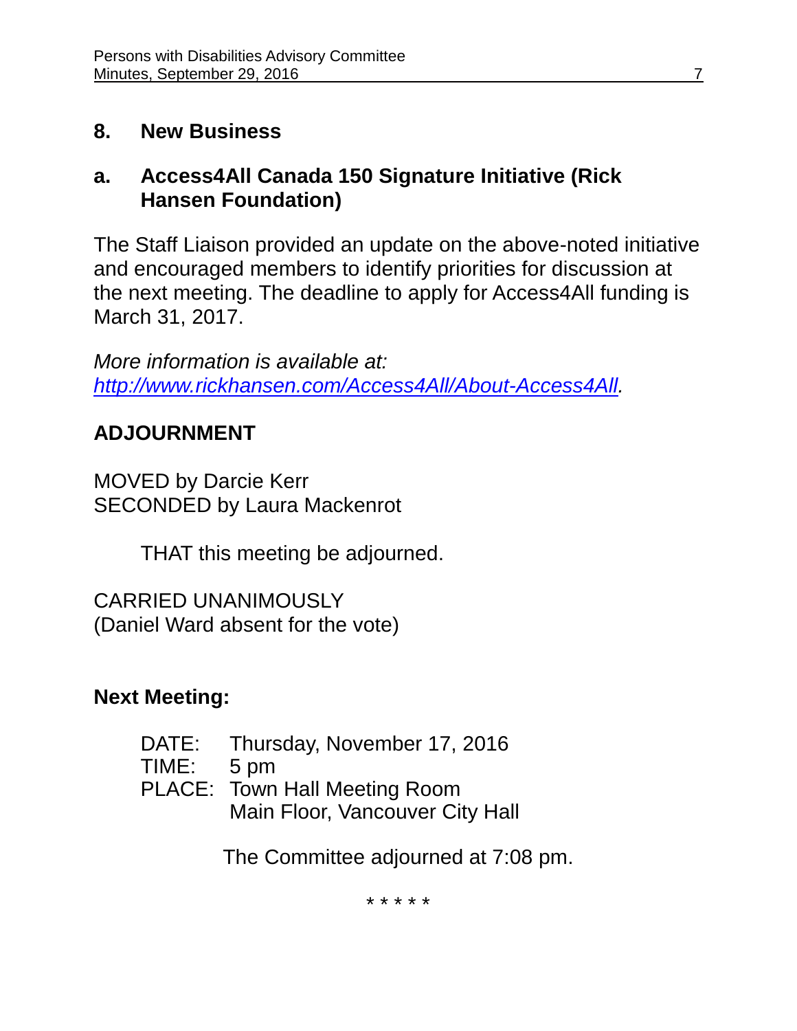## 8. New Business

### a. Access4All Canada 150 Signature Initiative (Rick Hansen Foundation)

The Staff Liaison provided an update on the above-noted initiative and encouraged members to identify priorities for discussion at the next meeting. The deadline to apply for Access4All funding is March 31, 2017.

*More information is available at: [http://www.rickhansen.com/Access4All/About-Access4All](http://www.rickhansen.com/Access4All/About-Access4All).*

## ADJOURNMENT

MOVED by Darcie Kerr
SECONDED by Laura Mackenrot

> THAT this meeting be adjourned.

CARRIED UNANIMOUSLY
(Daniel Ward absent for the vote)

**Next Meeting:**

DATE: Thursday, November 17, 2016
TIME: 5 pm
PLACE: Town Hall Meeting Room
Main Floor, Vancouver City Hall

The Committee adjourned at 7:08 pm.

* * * * *